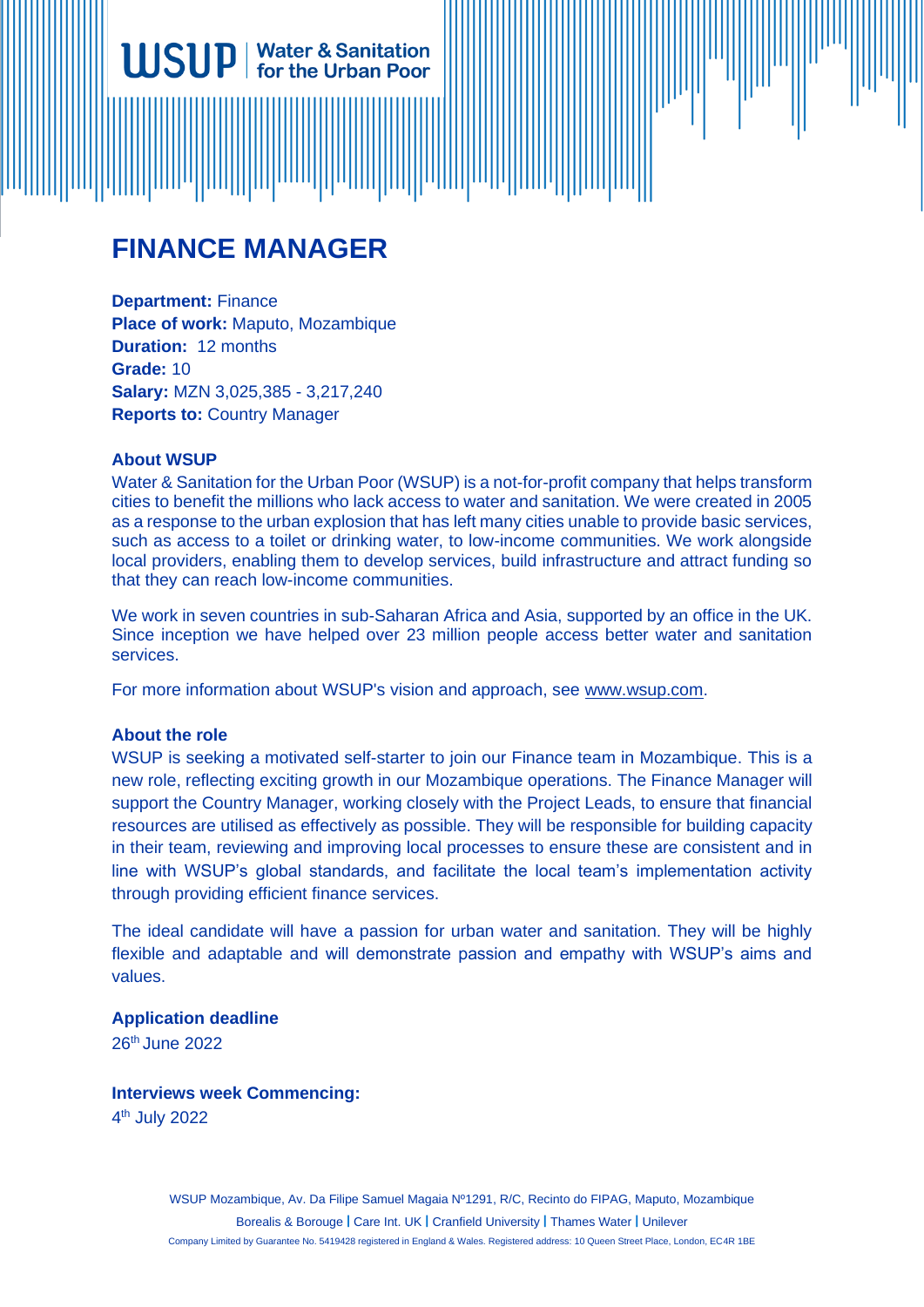# FINANCE MANAGER

**Department:** Finance
**Place of work:** Maputo, Mozambique
**Duration:** 12 months
**Grade:** 10
**Salary:** MZN 3,025,385 - 3,217,240
**Reports to:** Country Manager

### About WSUP

Water & Sanitation for the Urban Poor (WSUP) is a not-for-profit company that helps transform cities to benefit the millions who lack access to water and sanitation. We were created in 2005 as a response to the urban explosion that has left many cities unable to provide basic services, such as access to a toilet or drinking water, to low-income communities. We work alongside local providers, enabling them to develop services, build infrastructure and attract funding so that they can reach low-income communities.

We work in seven countries in sub-Saharan Africa and Asia, supported by an office in the UK. Since inception we have helped over 23 million people access better water and sanitation services.

For more information about WSUP's vision and approach, see www.wsup.com.

### About the role

WSUP is seeking a motivated self-starter to join our Finance team in Mozambique. This is a new role, reflecting exciting growth in our Mozambique operations. The Finance Manager will support the Country Manager, working closely with the Project Leads, to ensure that financial resources are utilised as effectively as possible. They will be responsible for building capacity in their team, reviewing and improving local processes to ensure these are consistent and in line with WSUP's global standards, and facilitate the local team's implementation activity through providing efficient finance services.

The ideal candidate will have a passion for urban water and sanitation. They will be highly flexible and adaptable and will demonstrate passion and empathy with WSUP's aims and values.

### Application deadline

26th June 2022

### Interviews week Commencing:

4th July 2022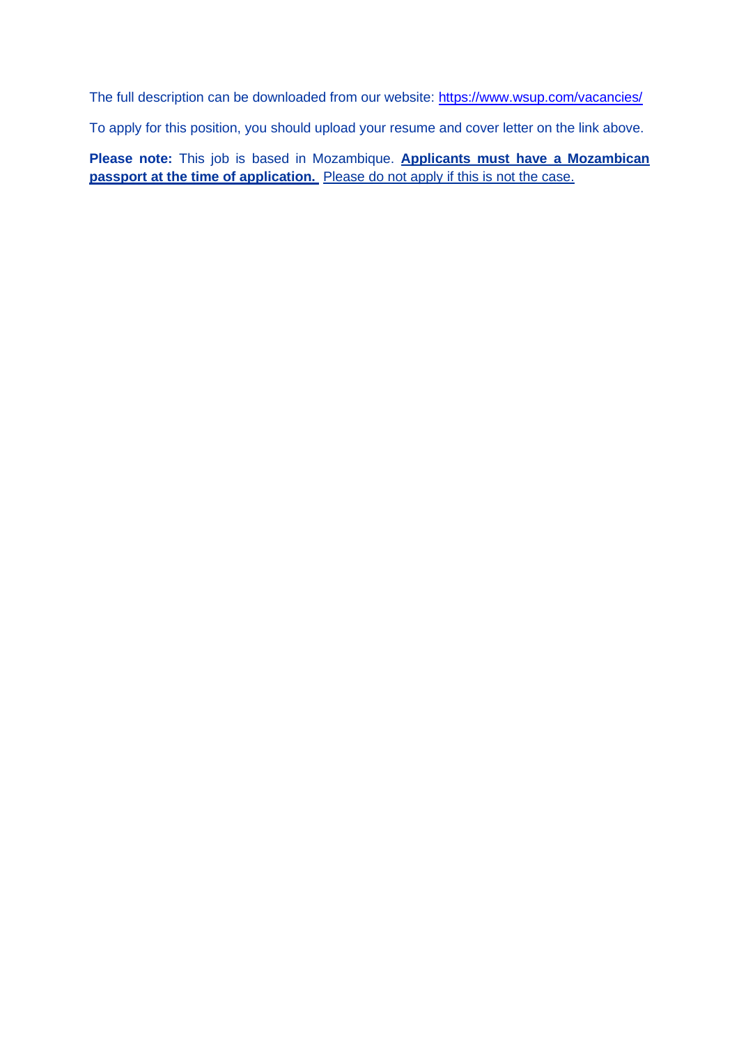The full description can be downloaded from our website: https://www.wsup.com/vacancies/

To apply for this position, you should upload your resume and cover letter on the link above.

**Please note:** This job is based in Mozambique. **Applicants must have a Mozambican passport at the time of application.** Please do not apply if this is not the case.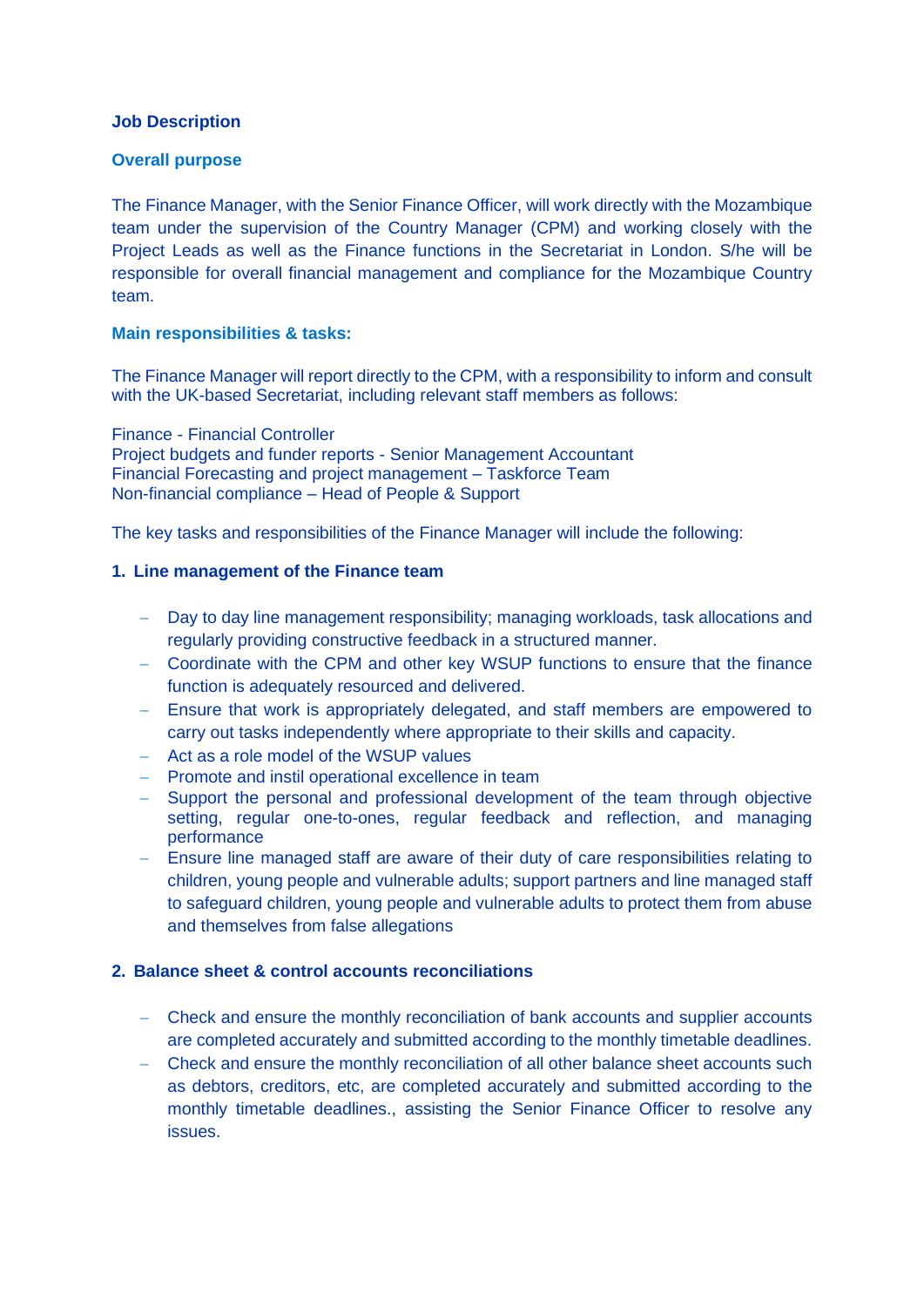**Job Description**

**Overall purpose**

The Finance Manager, with the Senior Finance Officer, will work directly with the Mozambique team under the supervision of the Country Manager (CPM) and working closely with the Project Leads as well as the Finance functions in the Secretariat in London. S/he will be responsible for overall financial management and compliance for the Mozambique Country team.

**Main responsibilities & tasks:**

The Finance Manager will report directly to the CPM, with a responsibility to inform and consult with the UK-based Secretariat, including relevant staff members as follows:

Finance - Financial Controller
Project budgets and funder reports - Senior Management Accountant
Financial Forecasting and project management – Taskforce Team
Non-financial compliance – Head of People & Support

The key tasks and responsibilities of the Finance Manager will include the following:

**1. Line management of the Finance team**

- Day to day line management responsibility; managing workloads, task allocations and regularly providing constructive feedback in a structured manner.
- Coordinate with the CPM and other key WSUP functions to ensure that the finance function is adequately resourced and delivered.
- Ensure that work is appropriately delegated, and staff members are empowered to carry out tasks independently where appropriate to their skills and capacity.
- Act as a role model of the WSUP values
- Promote and instil operational excellence in team
- Support the personal and professional development of the team through objective setting, regular one-to-ones, regular feedback and reflection, and managing performance
- Ensure line managed staff are aware of their duty of care responsibilities relating to children, young people and vulnerable adults; support partners and line managed staff to safeguard children, young people and vulnerable adults to protect them from abuse and themselves from false allegations

**2. Balance sheet & control accounts reconciliations**

- Check and ensure the monthly reconciliation of bank accounts and supplier accounts are completed accurately and submitted according to the monthly timetable deadlines.
- Check and ensure the monthly reconciliation of all other balance sheet accounts such as debtors, creditors, etc, are completed accurately and submitted according to the monthly timetable deadlines., assisting the Senior Finance Officer to resolve any issues.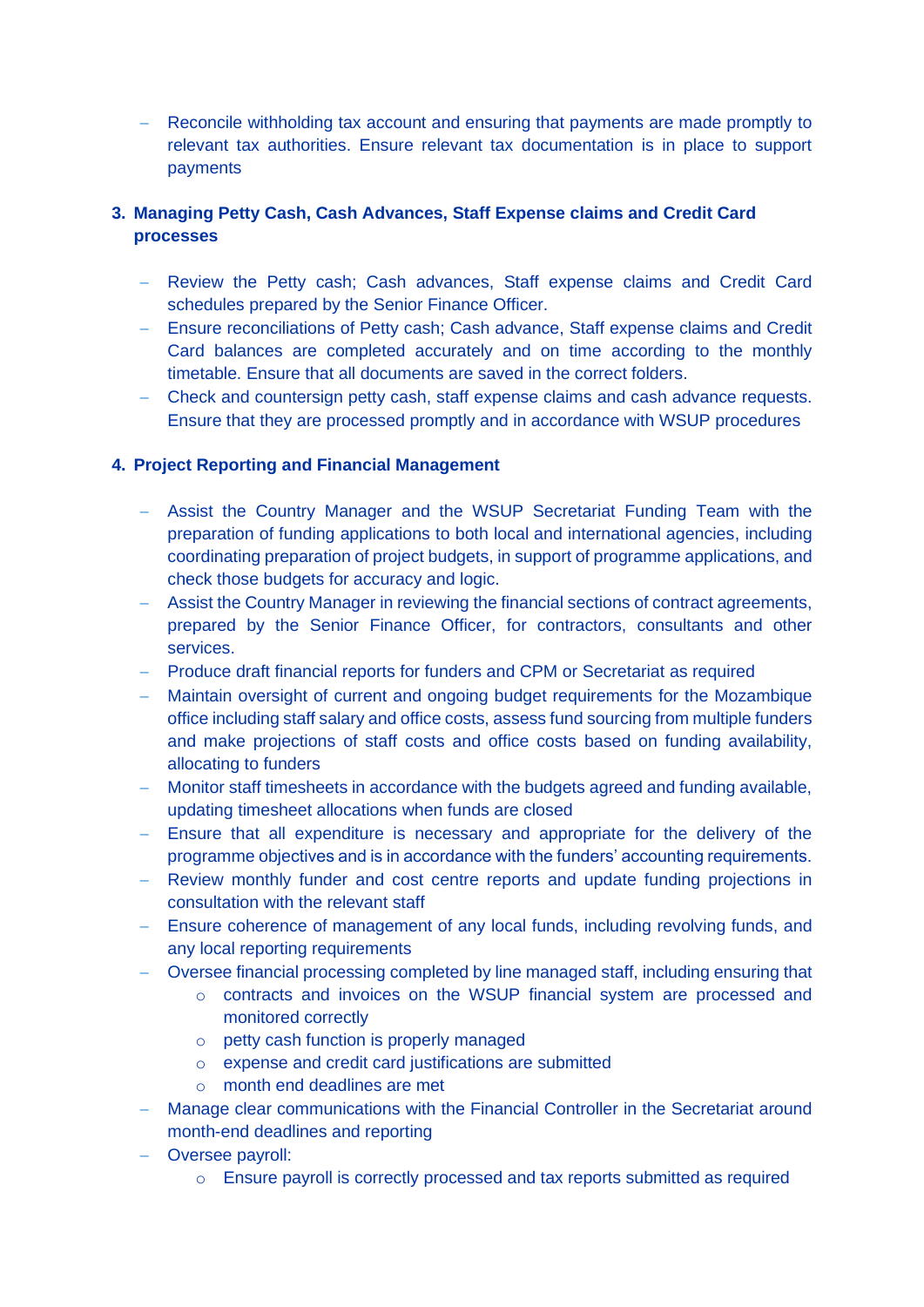- Reconcile withholding tax account and ensuring that payments are made promptly to relevant tax authorities. Ensure relevant tax documentation is in place to support payments

### 3. Managing Petty Cash, Cash Advances, Staff Expense claims and Credit Card processes

- Review the Petty cash; Cash advances, Staff expense claims and Credit Card schedules prepared by the Senior Finance Officer.
- Ensure reconciliations of Petty cash; Cash advance, Staff expense claims and Credit Card balances are completed accurately and on time according to the monthly timetable. Ensure that all documents are saved in the correct folders.
- Check and countersign petty cash, staff expense claims and cash advance requests. Ensure that they are processed promptly and in accordance with WSUP procedures

### 4. Project Reporting and Financial Management

- Assist the Country Manager and the WSUP Secretariat Funding Team with the preparation of funding applications to both local and international agencies, including coordinating preparation of project budgets, in support of programme applications, and check those budgets for accuracy and logic.
- Assist the Country Manager in reviewing the financial sections of contract agreements, prepared by the Senior Finance Officer, for contractors, consultants and other services.
- Produce draft financial reports for funders and CPM or Secretariat as required
- Maintain oversight of current and ongoing budget requirements for the Mozambique office including staff salary and office costs, assess fund sourcing from multiple funders and make projections of staff costs and office costs based on funding availability, allocating to funders
- Monitor staff timesheets in accordance with the budgets agreed and funding available, updating timesheet allocations when funds are closed
- Ensure that all expenditure is necessary and appropriate for the delivery of the programme objectives and is in accordance with the funders' accounting requirements.
- Review monthly funder and cost centre reports and update funding projections in consultation with the relevant staff
- Ensure coherence of management of any local funds, including revolving funds, and any local reporting requirements
- Oversee financial processing completed by line managed staff, including ensuring that
  - contracts and invoices on the WSUP financial system are processed and monitored correctly
  - petty cash function is properly managed
  - expense and credit card justifications are submitted
  - month end deadlines are met
- Manage clear communications with the Financial Controller in the Secretariat around month-end deadlines and reporting
- Oversee payroll:
  - Ensure payroll is correctly processed and tax reports submitted as required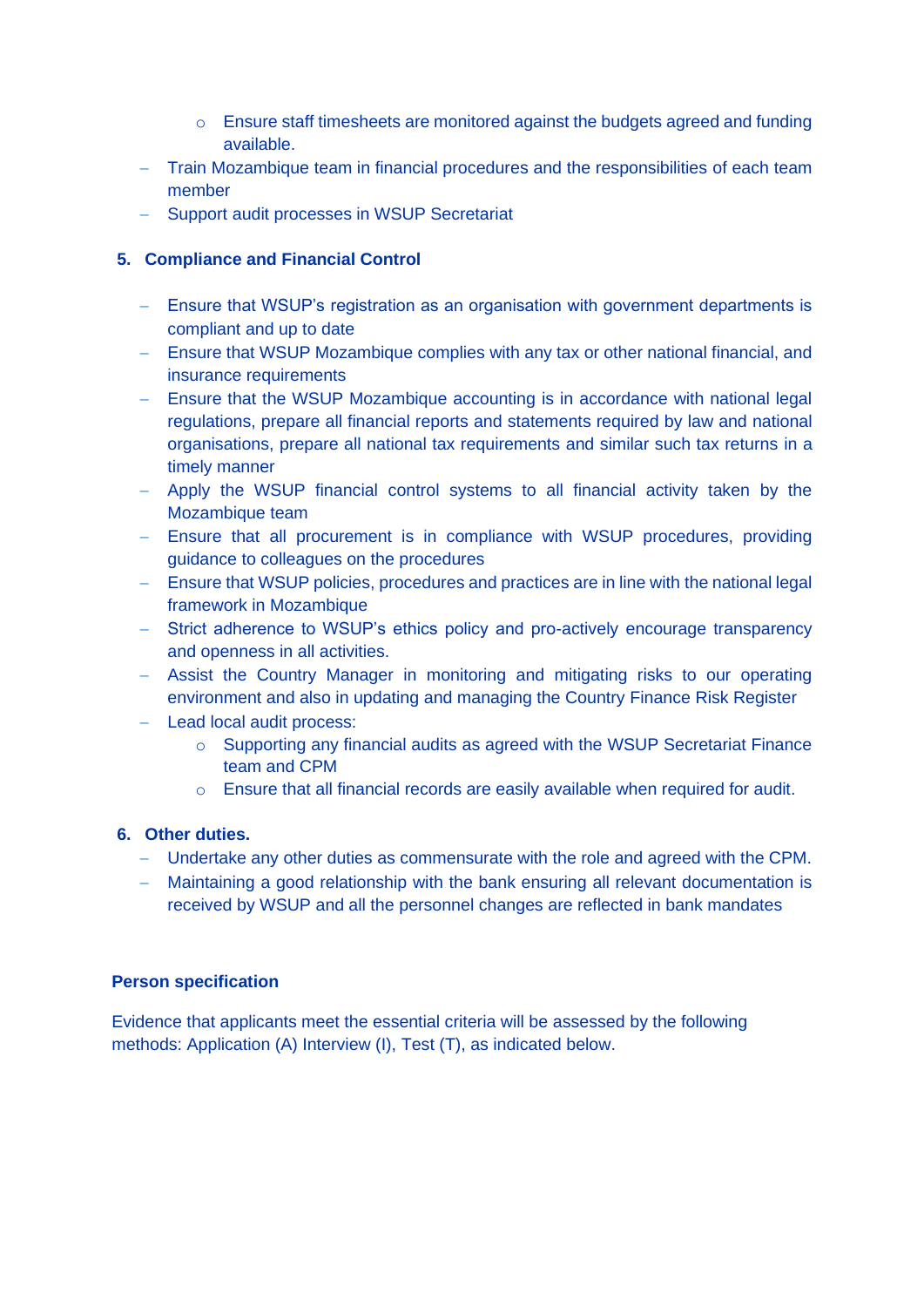- Ensure staff timesheets are monitored against the budgets agreed and funding available.
- Train Mozambique team in financial procedures and the responsibilities of each team member
- Support audit processes in WSUP Secretariat

### 5. Compliance and Financial Control

- Ensure that WSUP's registration as an organisation with government departments is compliant and up to date
- Ensure that WSUP Mozambique complies with any tax or other national financial, and insurance requirements
- Ensure that the WSUP Mozambique accounting is in accordance with national legal regulations, prepare all financial reports and statements required by law and national organisations, prepare all national tax requirements and similar such tax returns in a timely manner
- Apply the WSUP financial control systems to all financial activity taken by the Mozambique team
- Ensure that all procurement is in compliance with WSUP procedures, providing guidance to colleagues on the procedures
- Ensure that WSUP policies, procedures and practices are in line with the national legal framework in Mozambique
- Strict adherence to WSUP's ethics policy and pro-actively encourage transparency and openness in all activities.
- Assist the Country Manager in monitoring and mitigating risks to our operating environment and also in updating and managing the Country Finance Risk Register
- Lead local audit process:
    - Supporting any financial audits as agreed with the WSUP Secretariat Finance team and CPM
    - Ensure that all financial records are easily available when required for audit.

### 6. Other duties.

- Undertake any other duties as commensurate with the role and agreed with the CPM.
- Maintaining a good relationship with the bank ensuring all relevant documentation is received by WSUP and all the personnel changes are reflected in bank mandates

## Person specification

Evidence that applicants meet the essential criteria will be assessed by the following methods: Application (A) Interview (I), Test (T), as indicated below.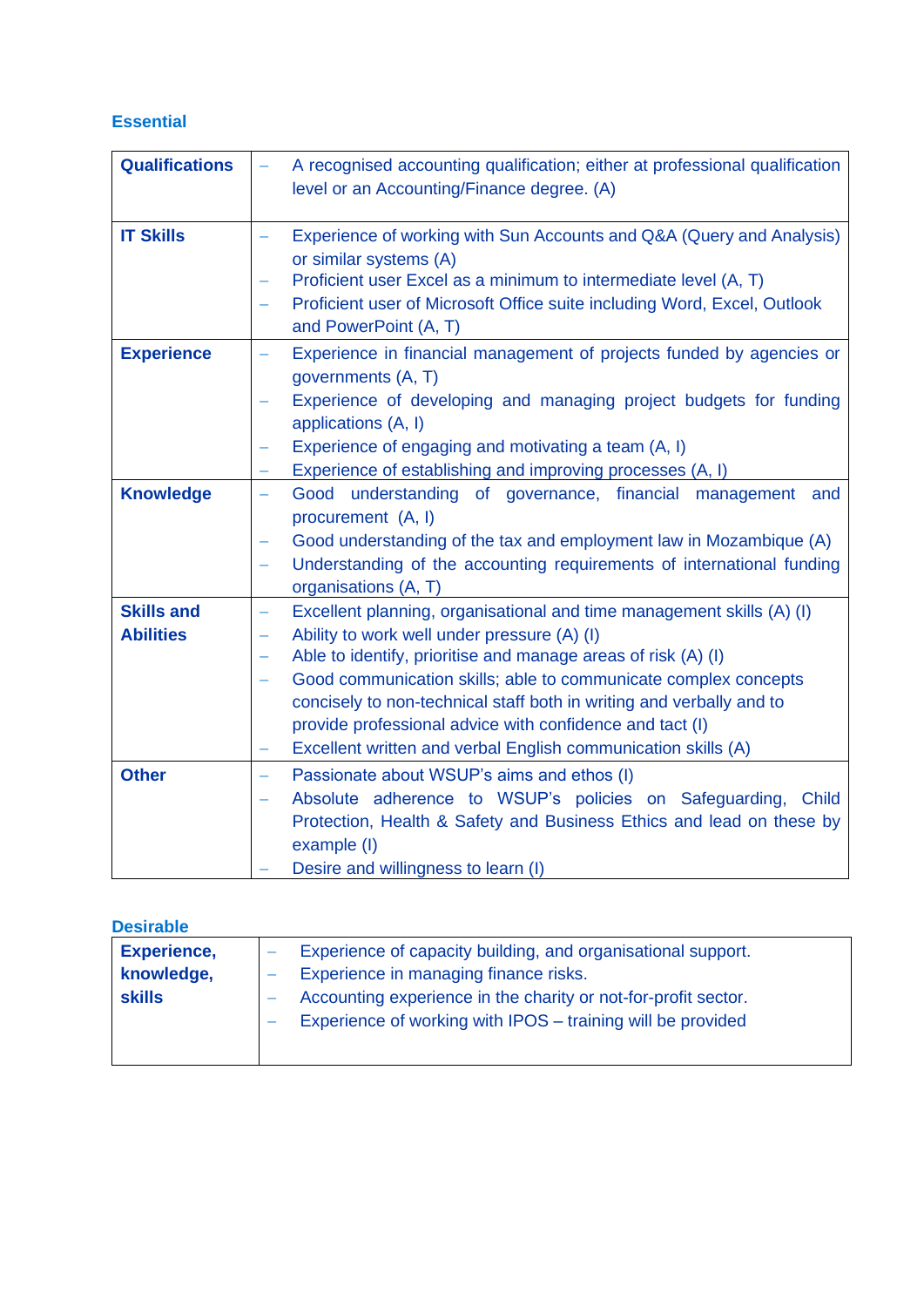## Essential

| | |
|---|---|
| **Qualifications** | – A recognised accounting qualification; either at professional qualification level or an Accounting/Finance degree. (A) |
| **IT Skills** | – Experience of working with Sun Accounts and Q&A (Query and Analysis) or similar systems (A)<br>– Proficient user Excel as a minimum to intermediate level (A, T)<br>– Proficient user of Microsoft Office suite including Word, Excel, Outlook and PowerPoint (A, T) |
| **Experience** | – Experience in financial management of projects funded by agencies or governments (A, T)<br>– Experience of developing and managing project budgets for funding applications (A, I)<br>– Experience of engaging and motivating a team (A, I)<br>– Experience of establishing and improving processes (A, I) |
| **Knowledge** | – Good understanding of governance, financial management and procurement (A, I)<br>– Good understanding of the tax and employment law in Mozambique (A)<br>– Understanding of the accounting requirements of international funding organisations (A, T) |
| **Skills and Abilities** | – Excellent planning, organisational and time management skills (A) (I)<br>– Ability to work well under pressure (A) (I)<br>– Able to identify, prioritise and manage areas of risk (A) (I)<br>– Good communication skills; able to communicate complex concepts concisely to non-technical staff both in writing and verbally and to provide professional advice with confidence and tact (I)<br>– Excellent written and verbal English communication skills (A) |
| **Other** | – Passionate about WSUP's aims and ethos (I)<br>– Absolute adherence to WSUP's policies on Safeguarding, Child Protection, Health & Safety and Business Ethics and lead on these by example (I)<br>– Desire and willingness to learn (I) |

## Desirable

| | |
|---|---|
| **Experience, knowledge, skills** | – Experience of capacity building, and organisational support.<br>– Experience in managing finance risks.<br>– Accounting experience in the charity or not-for-profit sector.<br>– Experience of working with IPOS – training will be provided |